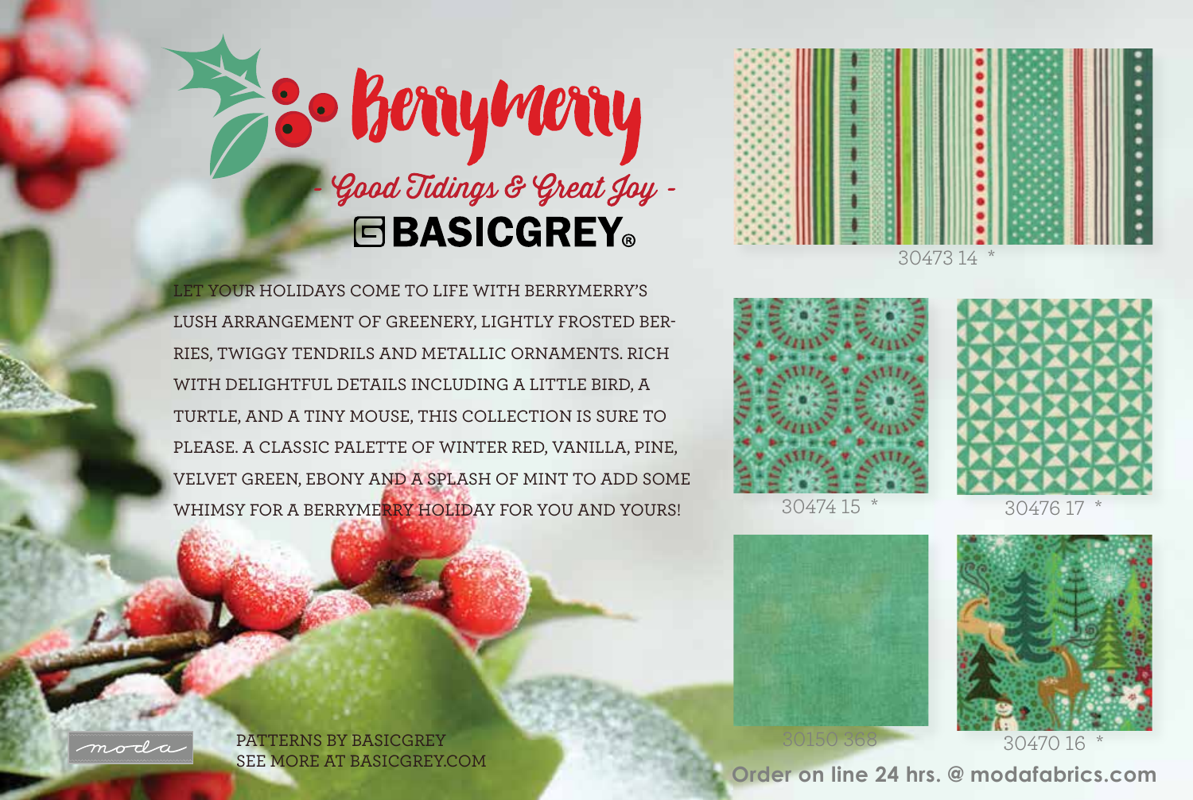# Berrymerry

## - Good Tidings & Great Joy -

**BASICGREY®**

LET YOUR HOLIDAYS COME TO LIFE WITH BERRYMERRY'S LUSH ARRANGEMENT OF GREENERY, LIGHTLY FROSTED BERRIES, TWIGGY TENDRILS AND METALLIC ORNAMENTS. RICH WITH DELIGHTFUL DETAILS INCLUDING A LITTLE BIRD, A TURTLE, AND A TINY MOUSE, THIS COLLECTION IS SURE TO PLEASE. A CLASSIC PALETTE OF WINTER RED, VANILLA, PINE, VELVET GREEN, EBONY AND A SPLASH OF MINT TO ADD SOME WHIMSY FOR A BERRYMERRY HOLIDAY FOR YOU AND YOURS!

30473 14 *

30474 15 *

30476 17 *

30150 368

30470 16 *

moda

PATTERNS BY BASICGREY
SEE MORE AT BASICGREY.COM

Order on line 24 hrs. @ modafabrics.com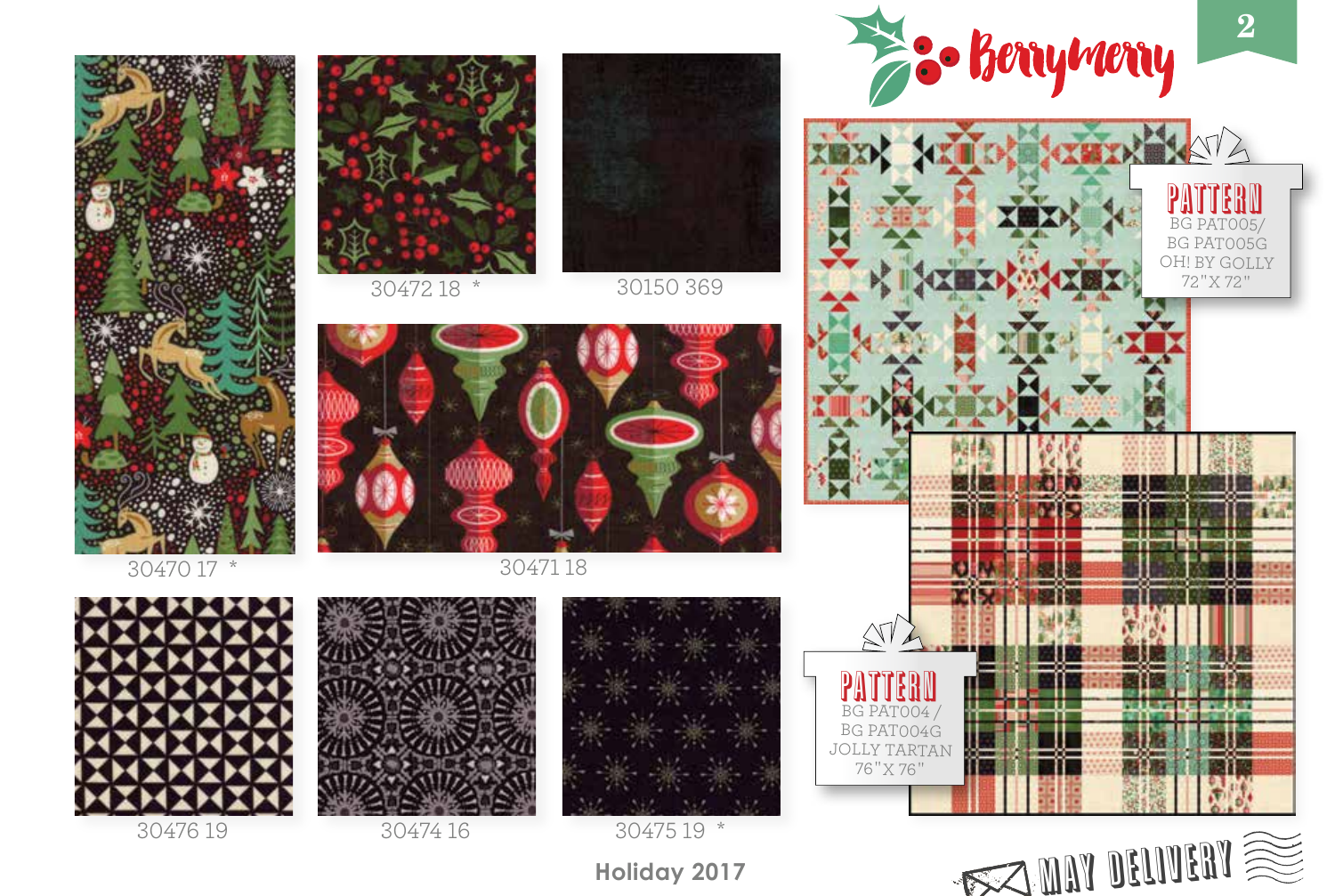# Berrymerry

30470 17 *

30472 18 *

30150 369

30471 18

30476 19

30474 16

30475 19 *

**PATTERN**
BG PAT005/
BG PAT005G
OH! BY GOLLY
72"X 72"

**PATTERN**
BG PAT004 /
BG PAT004G
JOLLY TARTAN
76"X 76"

**Holiday 2017**

MAY DELIVERY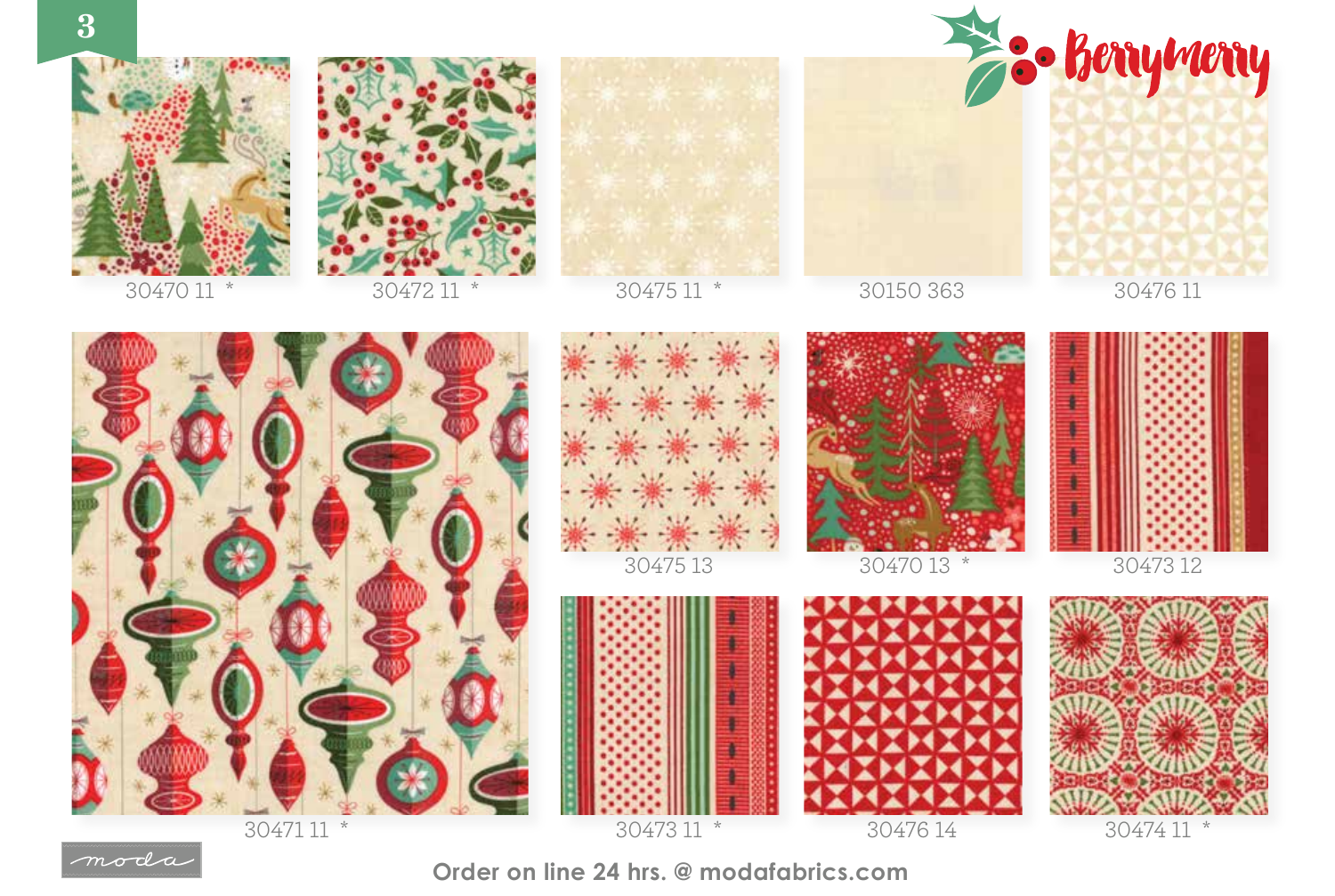Berrymerry

30470 11 *

30472 11 *

30475 11 *

30150 363

30476 11

30471 11 *

30475 13

30470 13 *

30473 12

30473 11 *

30476 14

30474 11 *

moda

Order on line 24 hrs. @ modafabrics.com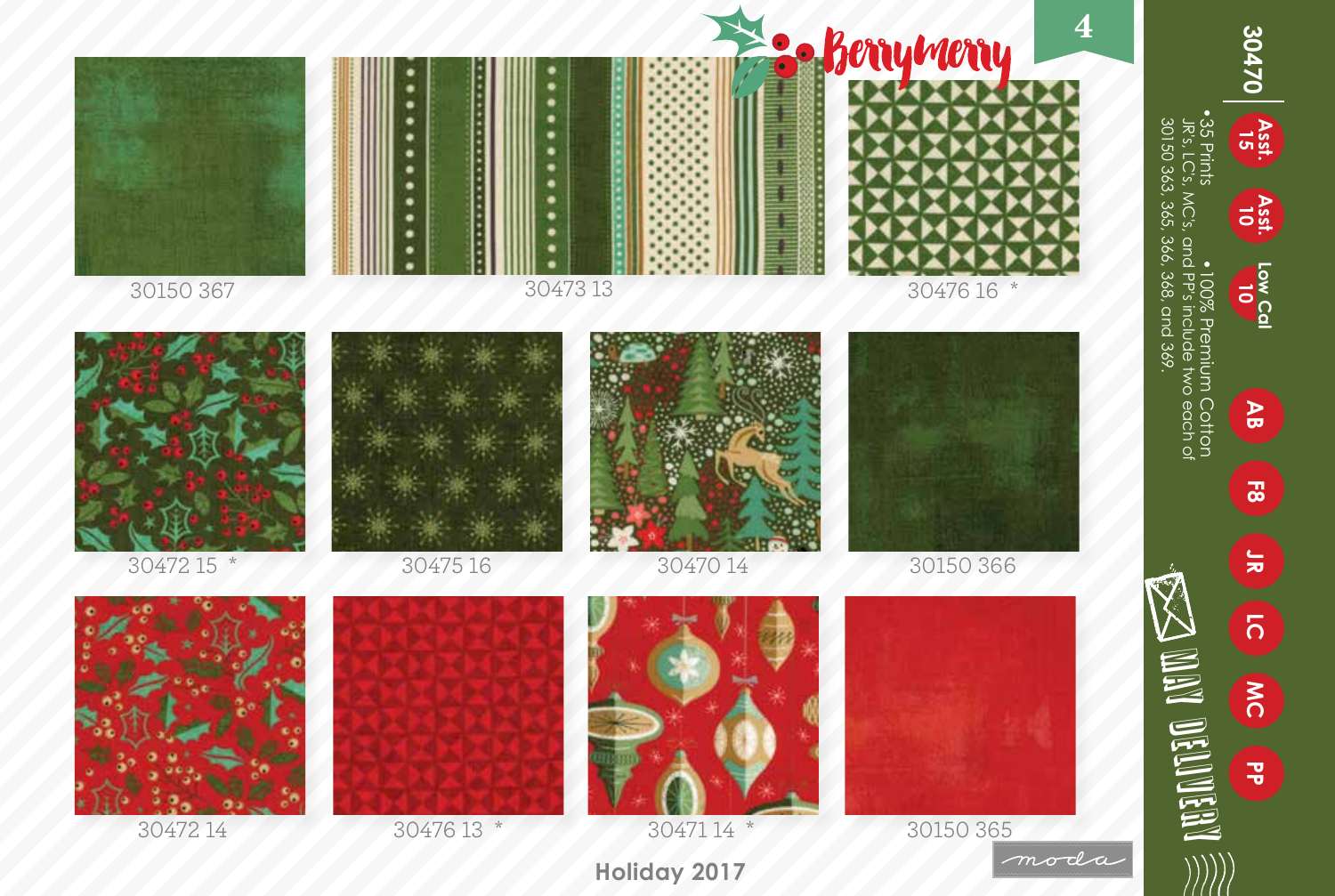# Berrymerry

30150 367

30473 13

30476 16 *

30472 15 *

30475 16

30470 14

30150 366

30472 14

30476 13 *

30471 14 *

30150 365

Holiday 2017

## 30470

Asst. 15

Asst. 10

Low Cal 10

- 35 Prints
- 100% Premium Cotton

JR's, LC's, MC's, and PP's include two each of 30150 363, 365, 366, 368, and 369.

AB

F8

JR

LC

MC

PP

MAY DELIVERY

moda